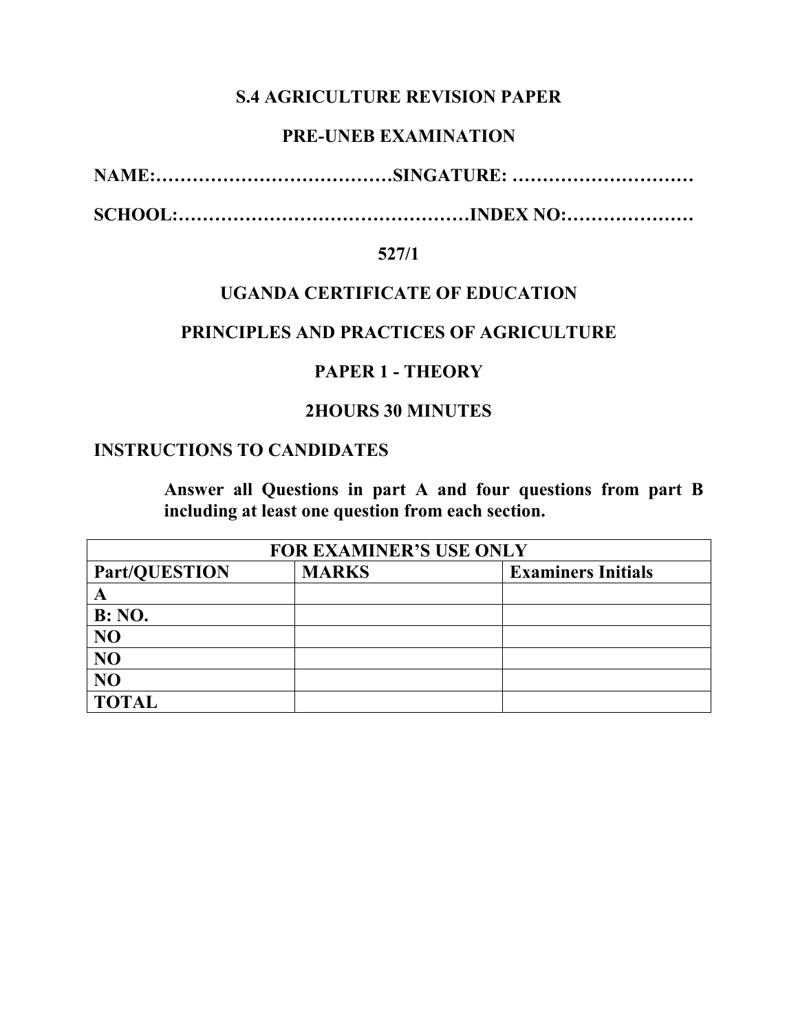**S.4 AGRICULTURE REVISION PAPER**

**PRE-UNEB EXAMINATION**

**NAME:…………………………………SINGATURE: …………………………**

**SCHOOL:…………………………………………INDEX NO:…………………**

**527/1**

**UGANDA CERTIFICATE OF EDUCATION**

**PRINCIPLES AND PRACTICES OF AGRICULTURE**

**PAPER 1 - THEORY**

**2HOURS 30 MINUTES**

**INSTRUCTIONS TO CANDIDATES**

**Answer all Questions in part A and four questions from part B including at least one question from each section.**

| FOR EXAMINER'S USE ONLY | | |
|---|---|---|
| **Part/QUESTION** | **MARKS** | **Examiners Initials** |
| **A** | | |
| **B: NO.** | | |
| **NO** | | |
| **NO** | | |
| **NO** | | |
| **TOTAL** | | |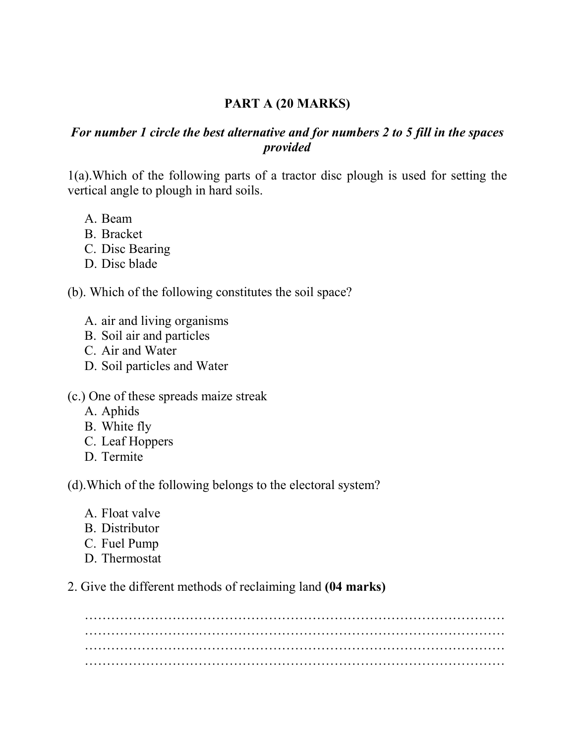## PART A (20 MARKS)

***For number 1 circle the best alternative and for numbers 2 to 5 fill in the spaces provided***

1(a).Which of the following parts of a tractor disc plough is used for setting the vertical angle to plough in hard soils.

A. Beam
B. Bracket
C. Disc Bearing
D. Disc blade

(b). Which of the following constitutes the soil space?

A. air and living organisms
B. Soil air and particles
C. Air and Water
D. Soil particles and Water

(c.) One of these spreads maize streak

A. Aphids
B. White fly
C. Leaf Hoppers
D. Termite

(d).Which of the following belongs to the electoral system?

A. Float valve
B. Distributor
C. Fuel Pump
D. Thermostat

2. Give the different methods of reclaiming land **(04 marks)**

……………………………………………………………………………………
……………………………………………………………………………………
……………………………………………………………………………………
……………………………………………………………………………………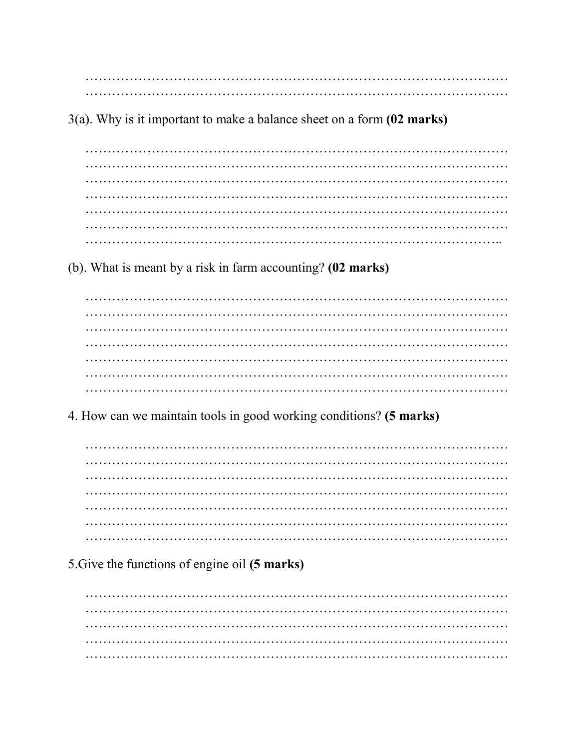………………………………………………………………………………………
………………………………………………………………………………………

3(a). Why is it important to make a balance sheet on a form **(02 marks)**

………………………………………………………………………………………
………………………………………………………………………………………
………………………………………………………………………………………
………………………………………………………………………………………
………………………………………………………………………………………
………………………………………………………………………………………
……………………………………………………………………………………..

(b). What is meant by a risk in farm accounting? **(02 marks)**

………………………………………………………………………………………
………………………………………………………………………………………
………………………………………………………………………………………
………………………………………………………………………………………
………………………………………………………………………………………
………………………………………………………………………………………
………………………………………………………………………………………

4. How can we maintain tools in good working conditions? **(5 marks)**

………………………………………………………………………………………
………………………………………………………………………………………
………………………………………………………………………………………
………………………………………………………………………………………
………………………………………………………………………………………
………………………………………………………………………………………
………………………………………………………………………………………

5.Give the functions of engine oil **(5 marks)**

………………………………………………………………………………………
………………………………………………………………………………………
………………………………………………………………………………………
………………………………………………………………………………………
………………………………………………………………………………………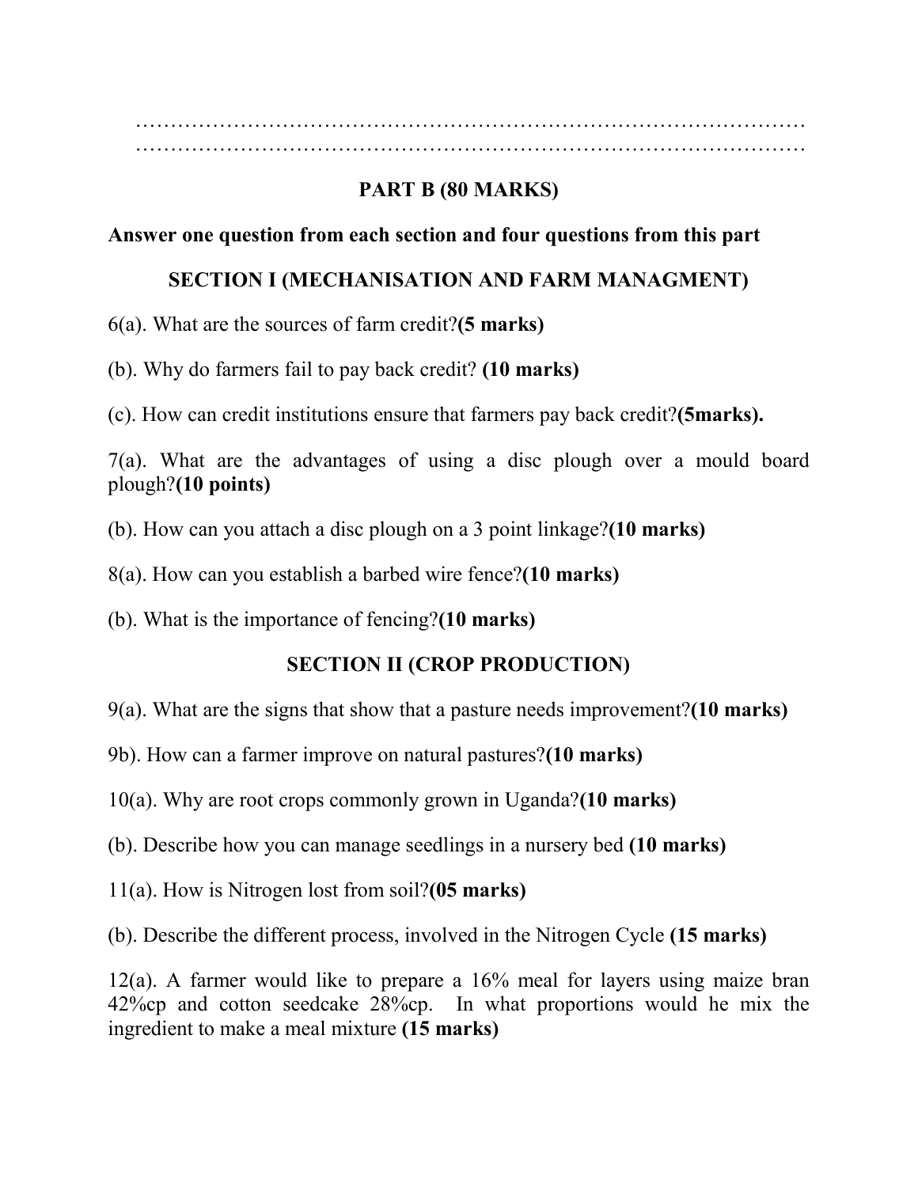……………………………………………………………………………………
……………………………………………………………………………………

## PART B (80 MARKS)

**Answer one question from each section and four questions from this part**

### SECTION I (MECHANISATION AND FARM MANAGMENT)

6(a). What are the sources of farm credit?**(5 marks)**

(b). Why do farmers fail to pay back credit? **(10 marks)**

(c). How can credit institutions ensure that farmers pay back credit?**(5marks).**

7(a). What are the advantages of using a disc plough over a mould board plough?**(10 points)**

(b). How can you attach a disc plough on a 3 point linkage?**(10 marks)**

8(a). How can you establish a barbed wire fence?**(10 marks)**

(b). What is the importance of fencing?**(10 marks)**

### SECTION II (CROP PRODUCTION)

9(a). What are the signs that show that a pasture needs improvement?**(10 marks)**

9b). How can a farmer improve on natural pastures?**(10 marks)**

10(a). Why are root crops commonly grown in Uganda?**(10 marks)**

(b). Describe how you can manage seedlings in a nursery bed **(10 marks)**

11(a). How is Nitrogen lost from soil?**(05 marks)**

(b). Describe the different process, involved in the Nitrogen Cycle **(15 marks)**

12(a). A farmer would like to prepare a 16% meal for layers using maize bran 42%cp and cotton seedcake 28%cp. In what proportions would he mix the ingredient to make a meal mixture **(15 marks)**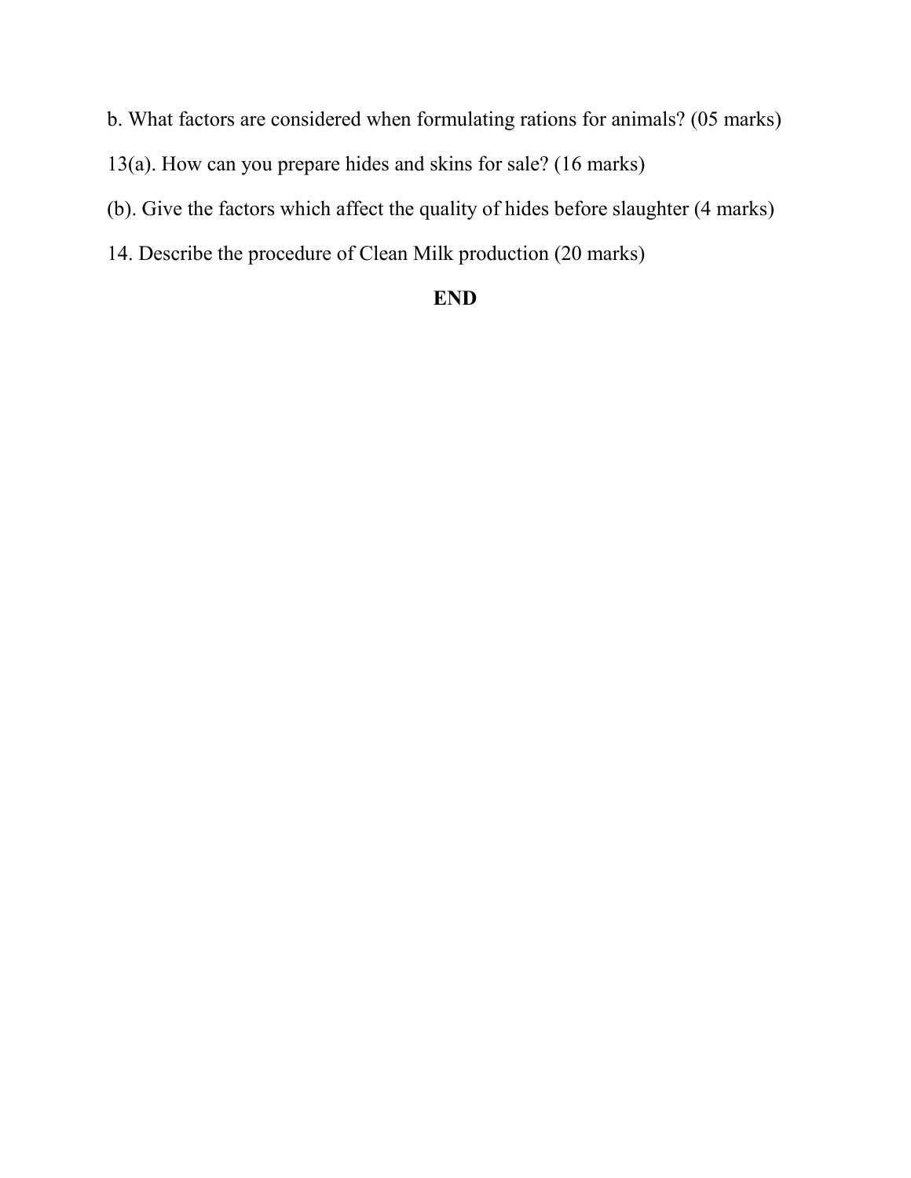b. What factors are considered when formulating rations for animals? (05 marks)

13(a). How can you prepare hides and skins for sale? (16 marks)

(b). Give the factors which affect the quality of hides before slaughter (4 marks)

14. Describe the procedure of Clean Milk production (20 marks)

**END**